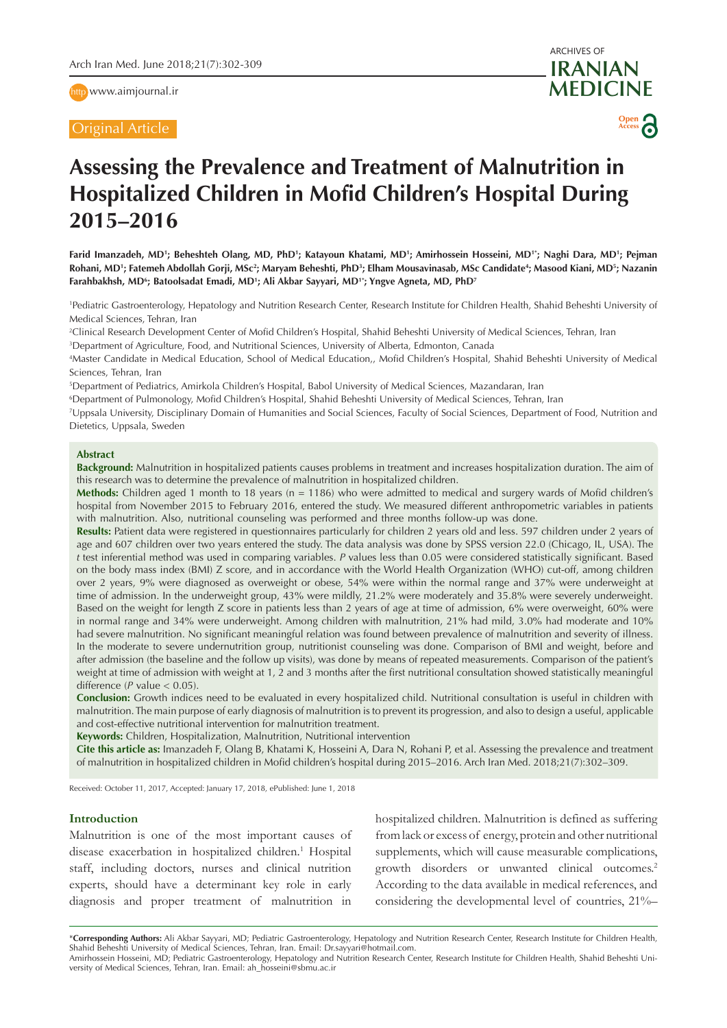Original Article

# Assessing the Prevalence and Treatment of Malnutrition in Hospitalized Children in Mofid Children's Hospital During 2015–2016

**Farid Imanzadeh, MD[1]; Beheshteh Olang, MD, PhD[1]; Katayoun Khatami, MD[1]; Amirhossein Hosseini, MD[1*]; Naghi Dara, MD[1]; Pejman Rohani, MD[1]; Fatemeh Abdollah Gorji, MSc[2]; Maryam Beheshti, PhD[3]; Elham Mousavinasab, MSc Candidate[4]; Masood Kiani, MD[5]; Nazanin Farahbakhsh, MD[6]; Batoolsadat Emadi, MD[1]; Ali Akbar Sayyari, MD[1*]; Yngve Agneta, MD, PhD[7]**

[1]Pediatric Gastroenterology, Hepatology and Nutrition Research Center, Research Institute for Children Health, Shahid Beheshti University of Medical Sciences, Tehran, Iran

[2]Clinical Research Development Center of Mofid Children's Hospital, Shahid Beheshti University of Medical Sciences, Tehran, Iran

[3]Department of Agriculture, Food, and Nutritional Sciences, University of Alberta, Edmonton, Canada

[4]Master Candidate in Medical Education, School of Medical Education,, Mofid Children's Hospital, Shahid Beheshti University of Medical Sciences, Tehran, Iran

[5]Department of Pediatrics, Amirkola Children's Hospital, Babol University of Medical Sciences, Mazandaran, Iran

[6]Department of Pulmonology, Mofid Children's Hospital, Shahid Beheshti University of Medical Sciences, Tehran, Iran

[7]Uppsala University, Disciplinary Domain of Humanities and Social Sciences, Faculty of Social Sciences, Department of Food, Nutrition and Dietetics, Uppsala, Sweden

## Abstract

**Background:** Malnutrition in hospitalized patients causes problems in treatment and increases hospitalization duration. The aim of this research was to determine the prevalence of malnutrition in hospitalized children.

**Methods:** Children aged 1 month to 18 years (n = 1186) who were admitted to medical and surgery wards of Mofid children's hospital from November 2015 to February 2016, entered the study. We measured different anthropometric variables in patients with malnutrition. Also, nutritional counseling was performed and three months follow-up was done.

**Results:** Patient data were registered in questionnaires particularly for children 2 years old and less. 597 children under 2 years of age and 607 children over two years entered the study. The data analysis was done by SPSS version 22.0 (Chicago, IL, USA). The *t* test inferential method was used in comparing variables. *P* values less than 0.05 were considered statistically significant. Based on the body mass index (BMI) Z score, and in accordance with the World Health Organization (WHO) cut-off, among children over 2 years, 9% were diagnosed as overweight or obese, 54% were within the normal range and 37% were underweight at time of admission. In the underweight group, 43% were mildly, 21.2% were moderately and 35.8% were severely underweight. Based on the weight for length Z score in patients less than 2 years of age at time of admission, 6% were overweight, 60% were in normal range and 34% were underweight. Among children with malnutrition, 21% had mild, 3.0% had moderate and 10% had severe malnutrition. No significant meaningful relation was found between prevalence of malnutrition and severity of illness. In the moderate to severe undernutrition group, nutritionist counseling was done. Comparison of BMI and weight, before and after admission (the baseline and the follow up visits), was done by means of repeated measurements. Comparison of the patient's weight at time of admission with weight at 1, 2 and 3 months after the first nutritional consultation showed statistically meaningful difference (*P* value < 0.05).

**Conclusion:** Growth indices need to be evaluated in every hospitalized child. Nutritional consultation is useful in children with malnutrition. The main purpose of early diagnosis of malnutrition is to prevent its progression, and also to design a useful, applicable and cost-effective nutritional intervention for malnutrition treatment.

**Keywords:** Children, Hospitalization, Malnutrition, Nutritional intervention

**Cite this article as:** Imanzadeh F, Olang B, Khatami K, Hosseini A, Dara N, Rohani P, et al. Assessing the prevalence and treatment of malnutrition in hospitalized children in Mofid children's hospital during 2015–2016. Arch Iran Med. 2018;21(7):302–309.

Received: October 11, 2017, Accepted: January 17, 2018, ePublished: June 1, 2018

## Introduction

Malnutrition is one of the most important causes of disease exacerbation in hospitalized children.[1] Hospital staff, including doctors, nurses and clinical nutrition experts, should have a determinant key role in early diagnosis and proper treatment of malnutrition in hospitalized children. Malnutrition is defined as suffering from lack or excess of energy, protein and other nutritional supplements, which will cause measurable complications, growth disorders or unwanted clinical outcomes.[2] According to the data available in medical references, and considering the developmental level of countries, 21%–

\*Corresponding Authors: Ali Akbar Sayyari, MD; Pediatric Gastroenterology, Hepatology and Nutrition Research Center, Research Institute for Children Health, Shahid Beheshti University of Medical Sciences, Tehran, Iran. Email: Dr.sayyari@hotmail.com.
Amirhossein Hosseini, MD; Pediatric Gastroenterology, Hepatology and Nutrition Research Center, Research Institute for Children Health, Shahid Beheshti University of Medical Sciences, Tehran, Iran. Email: ah_hosseini@sbmu.ac.ir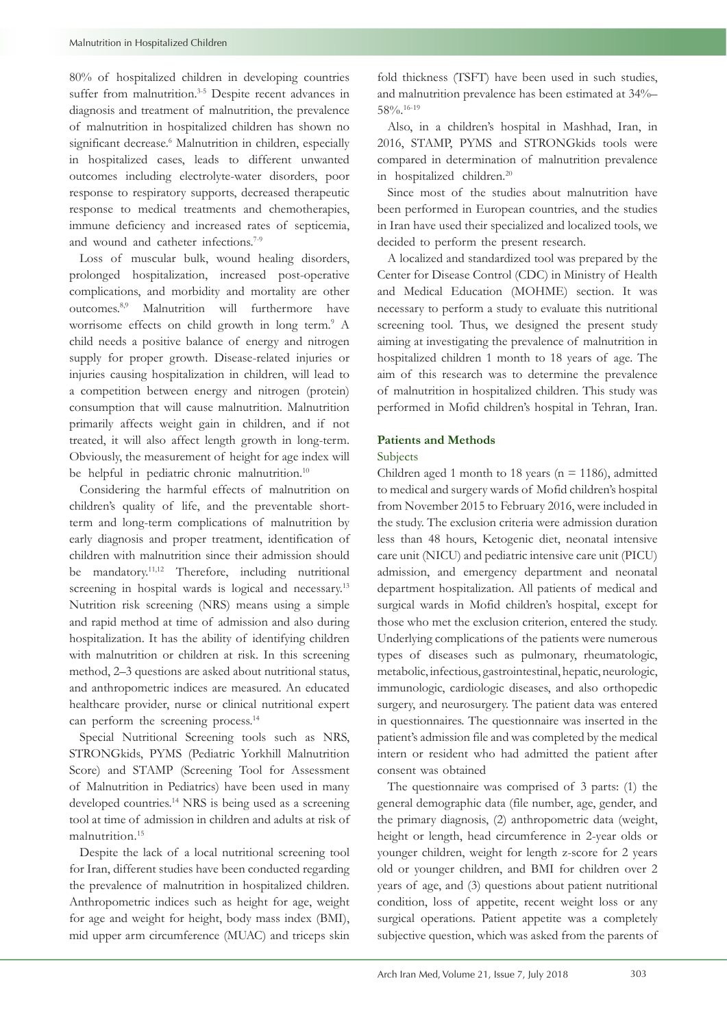80% of hospitalized children in developing countries suffer from malnutrition.[3-5] Despite recent advances in diagnosis and treatment of malnutrition, the prevalence of malnutrition in hospitalized children has shown no significant decrease.[6] Malnutrition in children, especially in hospitalized cases, leads to different unwanted outcomes including electrolyte-water disorders, poor response to respiratory supports, decreased therapeutic response to medical treatments and chemotherapies, immune deficiency and increased rates of septicemia, and wound and catheter infections.[7-9]

Loss of muscular bulk, wound healing disorders, prolonged hospitalization, increased post-operative complications, and morbidity and mortality are other outcomes.[8,9] Malnutrition will furthermore have worrisome effects on child growth in long term.[9] A child needs a positive balance of energy and nitrogen supply for proper growth. Disease-related injuries or injuries causing hospitalization in children, will lead to a competition between energy and nitrogen (protein) consumption that will cause malnutrition. Malnutrition primarily affects weight gain in children, and if not treated, it will also affect length growth in long-term. Obviously, the measurement of height for age index will be helpful in pediatric chronic malnutrition.[10]

Considering the harmful effects of malnutrition on children's quality of life, and the preventable short-term and long-term complications of malnutrition by early diagnosis and proper treatment, identification of children with malnutrition since their admission should be mandatory.[11,12] Therefore, including nutritional screening in hospital wards is logical and necessary.[13] Nutrition risk screening (NRS) means using a simple and rapid method at time of admission and also during hospitalization. It has the ability of identifying children with malnutrition or children at risk. In this screening method, 2–3 questions are asked about nutritional status, and anthropometric indices are measured. An educated healthcare provider, nurse or clinical nutritional expert can perform the screening process.[14]

Special Nutritional Screening tools such as NRS, STRONGkids, PYMS (Pediatric Yorkhill Malnutrition Score) and STAMP (Screening Tool for Assessment of Malnutrition in Pediatrics) have been used in many developed countries.[14] NRS is being used as a screening tool at time of admission in children and adults at risk of malnutrition.[15]

Despite the lack of a local nutritional screening tool for Iran, different studies have been conducted regarding the prevalence of malnutrition in hospitalized children. Anthropometric indices such as height for age, weight for age and weight for height, body mass index (BMI), mid upper arm circumference (MUAC) and triceps skin fold thickness (TSFT) have been used in such studies, and malnutrition prevalence has been estimated at 34%–58%.[16-19]

Also, in a children's hospital in Mashhad, Iran, in 2016, STAMP, PYMS and STRONGkids tools were compared in determination of malnutrition prevalence in hospitalized children.[20]

Since most of the studies about malnutrition have been performed in European countries, and the studies in Iran have used their specialized and localized tools, we decided to perform the present research.

A localized and standardized tool was prepared by the Center for Disease Control (CDC) in Ministry of Health and Medical Education (MOHME) section. It was necessary to perform a study to evaluate this nutritional screening tool. Thus, we designed the present study aiming at investigating the prevalence of malnutrition in hospitalized children 1 month to 18 years of age. The aim of this research was to determine the prevalence of malnutrition in hospitalized children. This study was performed in Mofid children's hospital in Tehran, Iran.

## Patients and Methods

### Subjects

Children aged 1 month to 18 years (n = 1186), admitted to medical and surgery wards of Mofid children's hospital from November 2015 to February 2016, were included in the study. The exclusion criteria were admission duration less than 48 hours, Ketogenic diet, neonatal intensive care unit (NICU) and pediatric intensive care unit (PICU) admission, and emergency department and neonatal department hospitalization. All patients of medical and surgical wards in Mofid children's hospital, except for those who met the exclusion criterion, entered the study. Underlying complications of the patients were numerous types of diseases such as pulmonary, rheumatologic, metabolic, infectious, gastrointestinal, hepatic, neurologic, immunologic, cardiologic diseases, and also orthopedic surgery, and neurosurgery. The patient data was entered in questionnaires. The questionnaire was inserted in the patient's admission file and was completed by the medical intern or resident who had admitted the patient after consent was obtained

The questionnaire was comprised of 3 parts: (1) the general demographic data (file number, age, gender, and the primary diagnosis, (2) anthropometric data (weight, height or length, head circumference in 2-year olds or younger children, weight for length z-score for 2 years old or younger children, and BMI for children over 2 years of age, and (3) questions about patient nutritional condition, loss of appetite, recent weight loss or any surgical operations. Patient appetite was a completely subjective question, which was asked from the parents of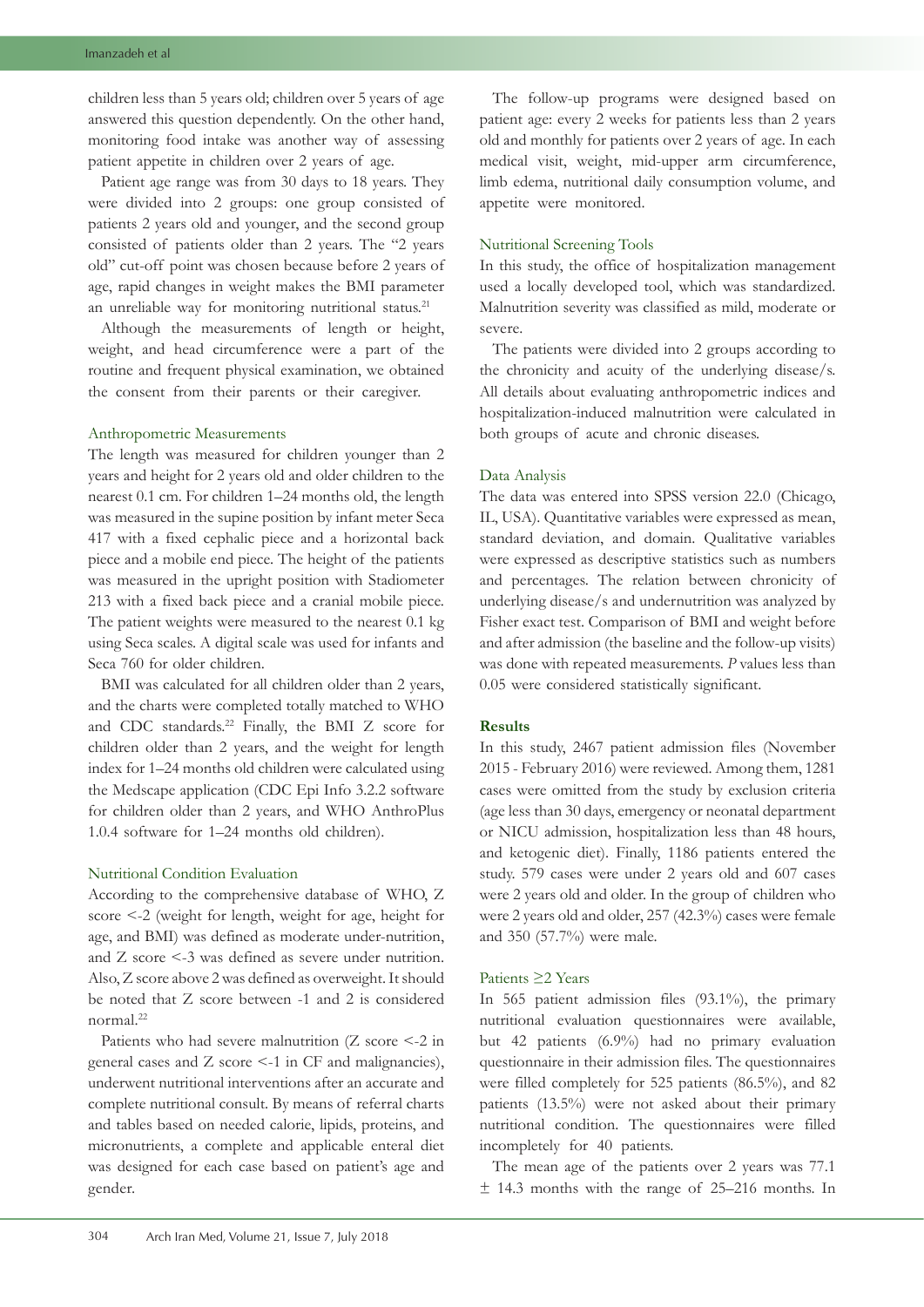children less than 5 years old; children over 5 years of age answered this question dependently. On the other hand, monitoring food intake was another way of assessing patient appetite in children over 2 years of age.

Patient age range was from 30 days to 18 years. They were divided into 2 groups: one group consisted of patients 2 years old and younger, and the second group consisted of patients older than 2 years. The "2 years old" cut-off point was chosen because before 2 years of age, rapid changes in weight makes the BMI parameter an unreliable way for monitoring nutritional status.[21]

Although the measurements of length or height, weight, and head circumference were a part of the routine and frequent physical examination, we obtained the consent from their parents or their caregiver.

### Anthropometric Measurements

The length was measured for children younger than 2 years and height for 2 years old and older children to the nearest 0.1 cm. For children 1–24 months old, the length was measured in the supine position by infant meter Seca 417 with a fixed cephalic piece and a horizontal back piece and a mobile end piece. The height of the patients was measured in the upright position with Stadiometer 213 with a fixed back piece and a cranial mobile piece. The patient weights were measured to the nearest 0.1 kg using Seca scales. A digital scale was used for infants and Seca 760 for older children.

BMI was calculated for all children older than 2 years, and the charts were completed totally matched to WHO and CDC standards.[22] Finally, the BMI Z score for children older than 2 years, and the weight for length index for 1–24 months old children were calculated using the Medscape application (CDC Epi Info 3.2.2 software for children older than 2 years, and WHO AnthroPlus 1.0.4 software for 1–24 months old children).

### Nutritional Condition Evaluation

According to the comprehensive database of WHO, Z score <-2 (weight for length, weight for age, height for age, and BMI) was defined as moderate under-nutrition, and Z score <-3 was defined as severe under nutrition. Also, Z score above 2 was defined as overweight. It should be noted that Z score between -1 and 2 is considered normal.[22]

Patients who had severe malnutrition (Z score <-2 in general cases and Z score <-1 in CF and malignancies), underwent nutritional interventions after an accurate and complete nutritional consult. By means of referral charts and tables based on needed calorie, lipids, proteins, and micronutrients, a complete and applicable enteral diet was designed for each case based on patient's age and gender.

The follow-up programs were designed based on patient age: every 2 weeks for patients less than 2 years old and monthly for patients over 2 years of age. In each medical visit, weight, mid-upper arm circumference, limb edema, nutritional daily consumption volume, and appetite were monitored.

### Nutritional Screening Tools

In this study, the office of hospitalization management used a locally developed tool, which was standardized. Malnutrition severity was classified as mild, moderate or severe.

The patients were divided into 2 groups according to the chronicity and acuity of the underlying disease/s. All details about evaluating anthropometric indices and hospitalization-induced malnutrition were calculated in both groups of acute and chronic diseases.

### Data Analysis

The data was entered into SPSS version 22.0 (Chicago, IL, USA). Quantitative variables were expressed as mean, standard deviation, and domain. Qualitative variables were expressed as descriptive statistics such as numbers and percentages. The relation between chronicity of underlying disease/s and undernutrition was analyzed by Fisher exact test. Comparison of BMI and weight before and after admission (the baseline and the follow-up visits) was done with repeated measurements. *P* values less than 0.05 were considered statistically significant.

## Results

In this study, 2467 patient admission files (November 2015 - February 2016) were reviewed. Among them, 1281 cases were omitted from the study by exclusion criteria (age less than 30 days, emergency or neonatal department or NICU admission, hospitalization less than 48 hours, and ketogenic diet). Finally, 1186 patients entered the study. 579 cases were under 2 years old and 607 cases were 2 years old and older. In the group of children who were 2 years old and older, 257 (42.3%) cases were female and 350 (57.7%) were male.

### Patients ≥2 Years

In 565 patient admission files (93.1%), the primary nutritional evaluation questionnaires were available, but 42 patients (6.9%) had no primary evaluation questionnaire in their admission files. The questionnaires were filled completely for 525 patients (86.5%), and 82 patients (13.5%) were not asked about their primary nutritional condition. The questionnaires were filled incompletely for 40 patients.

The mean age of the patients over 2 years was 77.1 ± 14.3 months with the range of 25–216 months. In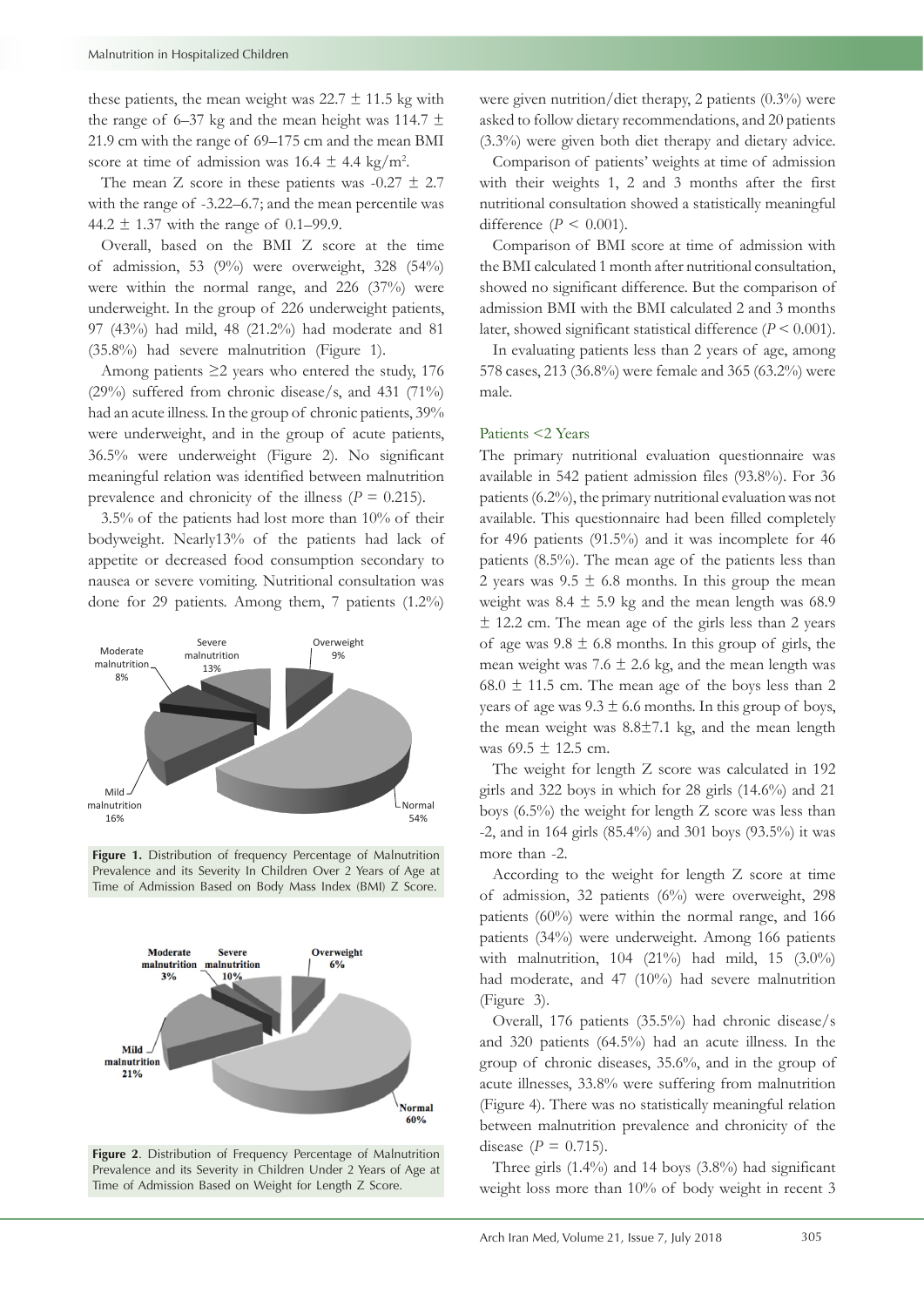these patients, the mean weight was 22.7 ± 11.5 kg with the range of 6–37 kg and the mean height was 114.7 ± 21.9 cm with the range of 69–175 cm and the mean BMI score at time of admission was 16.4 ± 4.4 kg/m$^2$.

The mean Z score in these patients was -0.27 ± 2.7 with the range of -3.22–6.7; and the mean percentile was 44.2 ± 1.37 with the range of 0.1–99.9.

Overall, based on the BMI Z score at the time of admission, 53 (9%) were overweight, 328 (54%) were within the normal range, and 226 (37%) were underweight. In the group of 226 underweight patients, 97 (43%) had mild, 48 (21.2%) had moderate and 81 (35.8%) had severe malnutrition (Figure 1).

Among patients ≥2 years who entered the study, 176 (29%) suffered from chronic disease/s, and 431 (71%) had an acute illness. In the group of chronic patients, 39% were underweight, and in the group of acute patients, 36.5% were underweight (Figure 2). No significant meaningful relation was identified between malnutrition prevalence and chronicity of the illness ($P$ = 0.215).

3.5% of the patients had lost more than 10% of their bodyweight. Nearly13% of the patients had lack of appetite or decreased food consumption secondary to nausea or severe vomiting. Nutritional consultation was done for 29 patients. Among them, 7 patients (1.2%) were given nutrition/diet therapy, 2 patients (0.3%) were asked to follow dietary recommendations, and 20 patients (3.3%) were given both diet therapy and dietary advice.

**Figure 1.** Distribution of frequency Percentage of Malnutrition Prevalence and its Severity In Children Over 2 Years of Age at Time of Admission Based on Body Mass Index (BMI) Z Score.

**Figure 2**. Distribution of Frequency Percentage of Malnutrition Prevalence and its Severity in Children Under 2 Years of Age at Time of Admission Based on Weight for Length Z Score.

Comparison of patients' weights at time of admission with their weights 1, 2 and 3 months after the first nutritional consultation showed a statistically meaningful difference ($P$ < 0.001).

Comparison of BMI score at time of admission with the BMI calculated 1 month after nutritional consultation, showed no significant difference. But the comparison of admission BMI with the BMI calculated 2 and 3 months later, showed significant statistical difference ($P$ < 0.001).

In evaluating patients less than 2 years of age, among 578 cases, 213 (36.8%) were female and 365 (63.2%) were male.

## Patients <2 Years

The primary nutritional evaluation questionnaire was available in 542 patient admission files (93.8%). For 36 patients (6.2%), the primary nutritional evaluation was not available. This questionnaire had been filled completely for 496 patients (91.5%) and it was incomplete for 46 patients (8.5%). The mean age of the patients less than 2 years was 9.5 ± 6.8 months. In this group the mean weight was 8.4 ± 5.9 kg and the mean length was 68.9 ± 12.2 cm. The mean age of the girls less than 2 years of age was 9.8 ± 6.8 months. In this group of girls, the mean weight was 7.6 ± 2.6 kg, and the mean length was 68.0 ± 11.5 cm. The mean age of the boys less than 2 years of age was 9.3 ± 6.6 months. In this group of boys, the mean weight was 8.8±7.1 kg, and the mean length was 69.5 ± 12.5 cm.

The weight for length Z score was calculated in 192 girls and 322 boys in which for 28 girls (14.6%) and 21 boys (6.5%) the weight for length Z score was less than -2, and in 164 girls (85.4%) and 301 boys (93.5%) it was more than -2.

According to the weight for length Z score at time of admission, 32 patients (6%) were overweight, 298 patients (60%) were within the normal range, and 166 patients (34%) were underweight. Among 166 patients with malnutrition, 104 (21%) had mild, 15 (3.0%) had moderate, and 47 (10%) had severe malnutrition (Figure 3).

Overall, 176 patients (35.5%) had chronic disease/s and 320 patients (64.5%) had an acute illness. In the group of chronic diseases, 35.6%, and in the group of acute illnesses, 33.8% were suffering from malnutrition (Figure 4). There was no statistically meaningful relation between malnutrition prevalence and chronicity of the disease ($P$ = 0.715).

Three girls (1.4%) and 14 boys (3.8%) had significant weight loss more than 10% of body weight in recent 3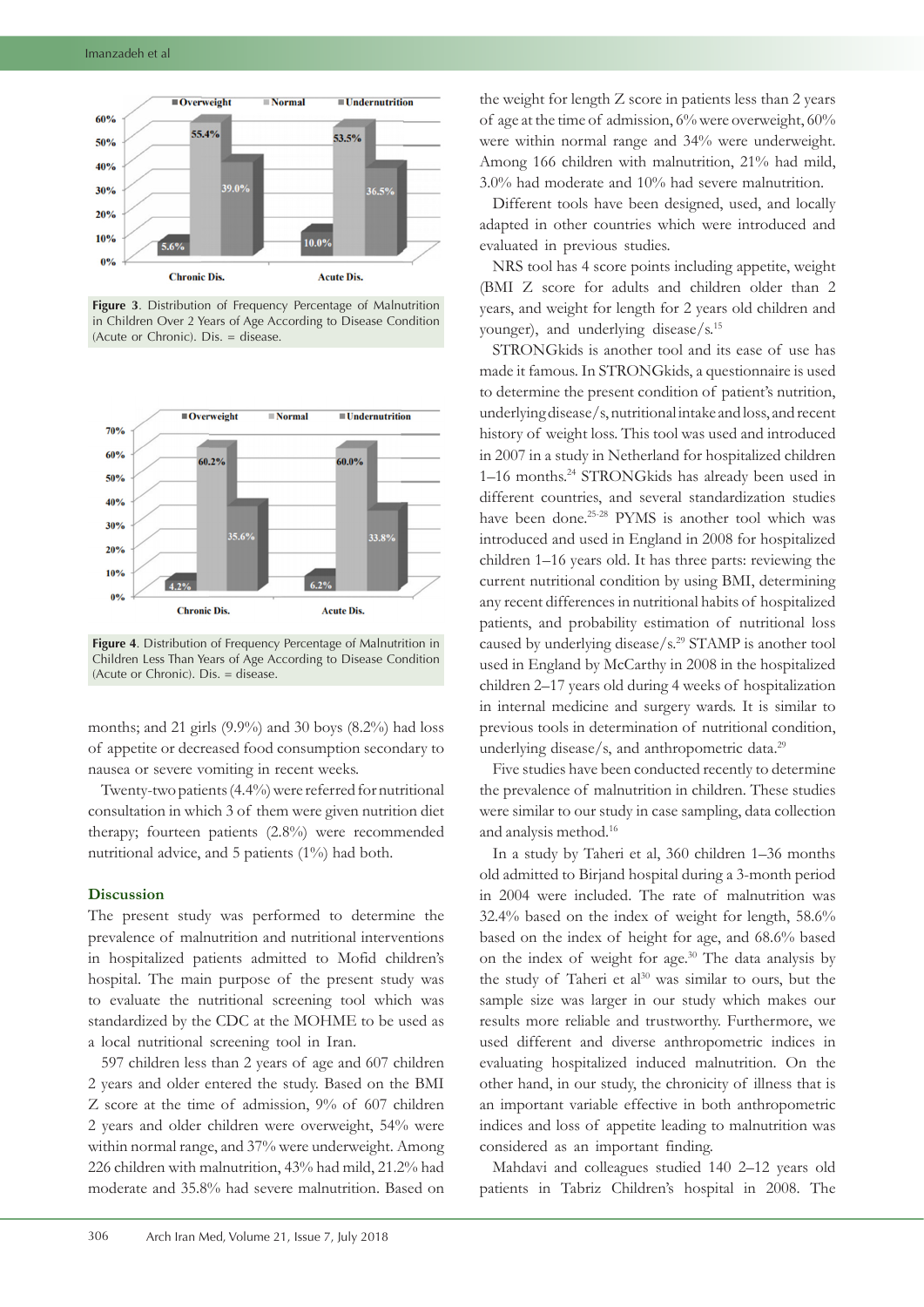Figure 3. Distribution of Frequency Percentage of Malnutrition in Children Over 2 Years of Age According to Disease Condition (Acute or Chronic). Dis. = disease.

Figure 4. Distribution of Frequency Percentage of Malnutrition in Children Less Than Years of Age According to Disease Condition (Acute or Chronic). Dis. = disease.

months; and 21 girls (9.9%) and 30 boys (8.2%) had loss of appetite or decreased food consumption secondary to nausea or severe vomiting in recent weeks.

Twenty-two patients (4.4%) were referred for nutritional consultation in which 3 of them were given nutrition diet therapy; fourteen patients (2.8%) were recommended nutritional advice, and 5 patients (1%) had both.

## Discussion

The present study was performed to determine the prevalence of malnutrition and nutritional interventions in hospitalized patients admitted to Mofid children's hospital. The main purpose of the present study was to evaluate the nutritional screening tool which was standardized by the CDC at the MOHME to be used as a local nutritional screening tool in Iran.

597 children less than 2 years of age and 607 children 2 years and older entered the study. Based on the BMI Z score at the time of admission, 9% of 607 children 2 years and older children were overweight, 54% were within normal range, and 37% were underweight. Among 226 children with malnutrition, 43% had mild, 21.2% had moderate and 35.8% had severe malnutrition. Based on the weight for length Z score in patients less than 2 years of age at the time of admission, 6% were overweight, 60% were within normal range and 34% were underweight. Among 166 children with malnutrition, 21% had mild, 3.0% had moderate and 10% had severe malnutrition.

Different tools have been designed, used, and locally adapted in other countries which were introduced and evaluated in previous studies.

NRS tool has 4 score points including appetite, weight (BMI Z score for adults and children older than 2 years, and weight for length for 2 years old children and younger), and underlying disease/s.[15]

STRONGkids is another tool and its ease of use has made it famous. In STRONGkids, a questionnaire is used to determine the present condition of patient's nutrition, underlying disease/s, nutritional intake and loss, and recent history of weight loss. This tool was used and introduced in 2007 in a study in Netherland for hospitalized children 1–16 months.[24] STRONGkids has already been used in different countries, and several standardization studies have been done.[25-28] PYMS is another tool which was introduced and used in England in 2008 for hospitalized children 1–16 years old. It has three parts: reviewing the current nutritional condition by using BMI, determining any recent differences in nutritional habits of hospitalized patients, and probability estimation of nutritional loss caused by underlying disease/s.[29] STAMP is another tool used in England by McCarthy in 2008 in the hospitalized children 2–17 years old during 4 weeks of hospitalization in internal medicine and surgery wards. It is similar to previous tools in determination of nutritional condition, underlying disease/s, and anthropometric data.[29]

Five studies have been conducted recently to determine the prevalence of malnutrition in children. These studies were similar to our study in case sampling, data collection and analysis method.[16]

In a study by Taheri et al, 360 children 1–36 months old admitted to Birjand hospital during a 3-month period in 2004 were included. The rate of malnutrition was 32.4% based on the index of weight for length, 58.6% based on the index of height for age, and 68.6% based on the index of weight for age.[30] The data analysis by the study of Taheri et al[30] was similar to ours, but the sample size was larger in our study which makes our results more reliable and trustworthy. Furthermore, we used different and diverse anthropometric indices in evaluating hospitalized induced malnutrition. On the other hand, in our study, the chronicity of illness that is an important variable effective in both anthropometric indices and loss of appetite leading to malnutrition was considered as an important finding.

Mahdavi and colleagues studied 140 2–12 years old patients in Tabriz Children's hospital in 2008. The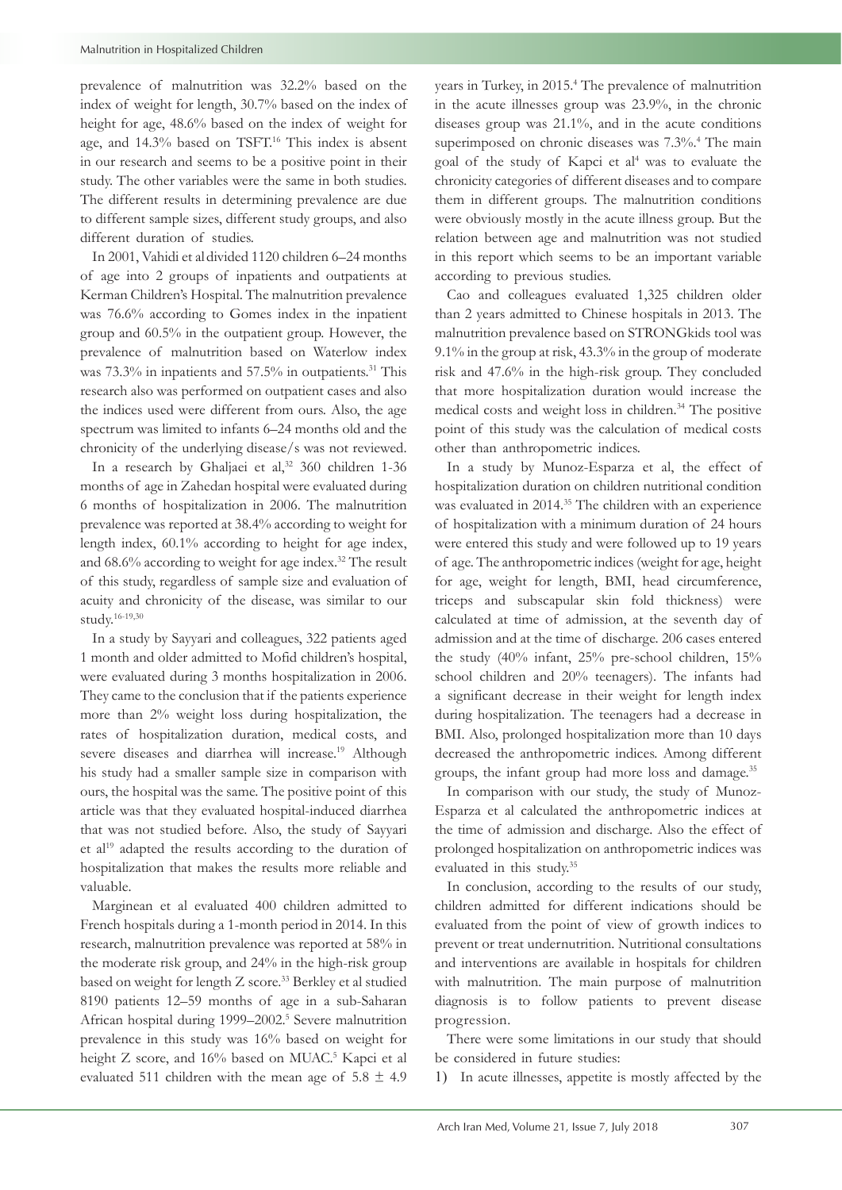prevalence of malnutrition was 32.2% based on the index of weight for length, 30.7% based on the index of height for age, 48.6% based on the index of weight for age, and 14.3% based on TSFT.[16] This index is absent in our research and seems to be a positive point in their study. The other variables were the same in both studies. The different results in determining prevalence are due to different sample sizes, different study groups, and also different duration of studies.

In 2001, Vahidi et al divided 1120 children 6–24 months of age into 2 groups of inpatients and outpatients at Kerman Children's Hospital. The malnutrition prevalence was 76.6% according to Gomes index in the inpatient group and 60.5% in the outpatient group. However, the prevalence of malnutrition based on Waterlow index was 73.3% in inpatients and 57.5% in outpatients.[31] This research also was performed on outpatient cases and also the indices used were different from ours. Also, the age spectrum was limited to infants 6–24 months old and the chronicity of the underlying disease/s was not reviewed.

In a research by Ghaljaei et al,[32] 360 children 1-36 months of age in Zahedan hospital were evaluated during 6 months of hospitalization in 2006. The malnutrition prevalence was reported at 38.4% according to weight for length index, 60.1% according to height for age index, and 68.6% according to weight for age index.[32] The result of this study, regardless of sample size and evaluation of acuity and chronicity of the disease, was similar to our study.[16-19,30]

In a study by Sayyari and colleagues, 322 patients aged 1 month and older admitted to Mofid children's hospital, were evaluated during 3 months hospitalization in 2006. They came to the conclusion that if the patients experience more than 2% weight loss during hospitalization, the rates of hospitalization duration, medical costs, and severe diseases and diarrhea will increase.[19] Although his study had a smaller sample size in comparison with ours, the hospital was the same. The positive point of this article was that they evaluated hospital-induced diarrhea that was not studied before. Also, the study of Sayyari et al[19] adapted the results according to the duration of hospitalization that makes the results more reliable and valuable.

Marginean et al evaluated 400 children admitted to French hospitals during a 1-month period in 2014. In this research, malnutrition prevalence was reported at 58% in the moderate risk group, and 24% in the high-risk group based on weight for length Z score.[33] Berkley et al studied 8190 patients 12–59 months of age in a sub-Saharan African hospital during 1999–2002.[5] Severe malnutrition prevalence in this study was 16% based on weight for height Z score, and 16% based on MUAC.[5] Kapci et al evaluated 511 children with the mean age of 5.8 ± 4.9 years in Turkey, in 2015.[4] The prevalence of malnutrition in the acute illnesses group was 23.9%, in the chronic diseases group was 21.1%, and in the acute conditions superimposed on chronic diseases was 7.3%.[4] The main goal of the study of Kapci et al[4] was to evaluate the chronicity categories of different diseases and to compare them in different groups. The malnutrition conditions were obviously mostly in the acute illness group. But the relation between age and malnutrition was not studied in this report which seems to be an important variable according to previous studies.

Cao and colleagues evaluated 1,325 children older than 2 years admitted to Chinese hospitals in 2013. The malnutrition prevalence based on STRONGkids tool was 9.1% in the group at risk, 43.3% in the group of moderate risk and 47.6% in the high-risk group. They concluded that more hospitalization duration would increase the medical costs and weight loss in children.[34] The positive point of this study was the calculation of medical costs other than anthropometric indices.

In a study by Munoz-Esparza et al, the effect of hospitalization duration on children nutritional condition was evaluated in 2014.[35] The children with an experience of hospitalization with a minimum duration of 24 hours were entered this study and were followed up to 19 years of age. The anthropometric indices (weight for age, height for age, weight for length, BMI, head circumference, triceps and subscapular skin fold thickness) were calculated at time of admission, at the seventh day of admission and at the time of discharge. 206 cases entered the study (40% infant, 25% pre-school children, 15% school children and 20% teenagers). The infants had a significant decrease in their weight for length index during hospitalization. The teenagers had a decrease in BMI. Also, prolonged hospitalization more than 10 days decreased the anthropometric indices. Among different groups, the infant group had more loss and damage.[35]

In comparison with our study, the study of Munoz-Esparza et al calculated the anthropometric indices at the time of admission and discharge. Also the effect of prolonged hospitalization on anthropometric indices was evaluated in this study.[35]

In conclusion, according to the results of our study, children admitted for different indications should be evaluated from the point of view of growth indices to prevent or treat undernutrition. Nutritional consultations and interventions are available in hospitals for children with malnutrition. The main purpose of malnutrition diagnosis is to follow patients to prevent disease progression.

There were some limitations in our study that should be considered in future studies:

1) In acute illnesses, appetite is mostly affected by the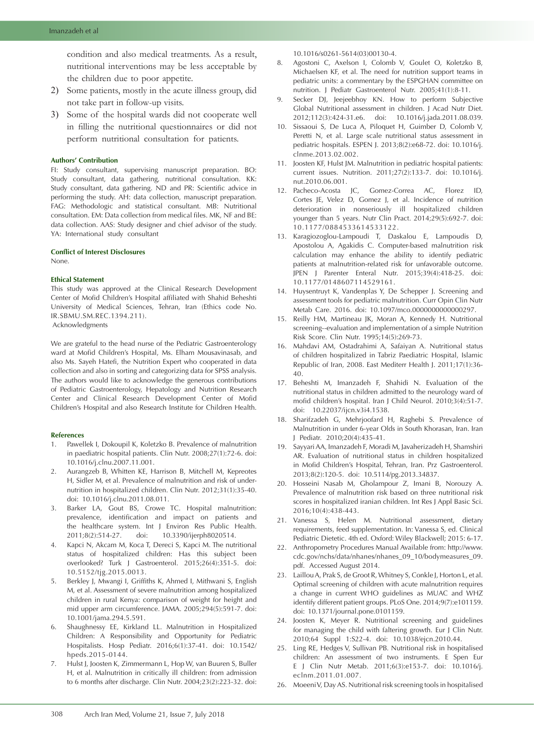condition and also medical treatments. As a result, nutritional interventions may be less acceptable by the children due to poor appetite.

2) Some patients, mostly in the acute illness group, did not take part in follow-up visits.
3) Some of the hospital wards did not cooperate well in filling the nutritional questionnaires or did not perform nutritional consultation for patients.

### Authors' Contribution

FI: Study consultant, supervising manuscript preparation. BO: Study consultant, data gathering, nutritional consultation. KK: Study consultant, data gathering. ND and PR: Scientific advice in performing the study. AH: data collection, manuscript preparation. FAG: Methodologic and statistical consultant. MB: Nutritional consultation. EM: Data collection from medical files. MK, NF and BE: data collection. AAS: Study designer and chief advisor of the study. YA: International study consultant

### Conflict of Interest Disclosures

None.

### Ethical Statement

This study was approved at the Clinical Research Development Center of Mofid Children's Hospital affiliated with Shahid Beheshti University of Medical Sciences, Tehran, Iran (Ethics code No. IR.SBMU.SEC.1394.211).

Acknowledgments

We are grateful to the head nurse of the Pediatric Gastroenterology ward at Mofid Children's Hospital, Ms. Elham Mousavinasab, and also Ms. Sayeh Hatefi, the Nutrition Expert who cooperated in data collection and also in sorting and categorizing data for SPSS analysis. The authors would like to acknowledge the generous contributions of Pediatric Gastroenterology, Hepatology and Nutrition Research Center and Clinical Research Development Center of Mofid Children's Hospital and also Research Institute for Children Health.

### References

1. Pawellek I, Dokoupil K, Koletzko B. Prevalence of malnutrition in paediatric hospital patients. Clin Nutr. 2008;27(1):72-6. doi: 10.1016/j.clnu.2007.11.001.
2. Aurangzeb B, Whitten KE, Harrison B, Mitchell M, Kepreotes H, Sidler M, et al. Prevalence of malnutrition and risk of undernutrition in hospitalized children. Clin Nutr. 2012;31(1):35-40. doi: 10.1016/j.clnu.2011.08.011.
3. Barker LA, Gout BS, Crowe TC. Hospital malnutrition: prevalence, identification and impact on patients and the healthcare system. Int J Environ Res Public Health. 2011;8(2):514-27. doi: 10.3390/ijerph8020514.
4. Kapci N, Akcam M, Koca T, Dereci S, Kapci M. The nutritional status of hospitalized children: Has this subject been overlooked? Turk J Gastroenterol. 2015;26(4):351-5. doi: 10.5152/tjg.2015.0013.
5. Berkley J, Mwangi I, Griffiths K, Ahmed I, Mithwani S, English M, et al. Assessment of severe malnutrition among hospitalized children in rural Kenya: comparison of weight for height and mid upper arm circumference. JAMA. 2005;294(5):591-7. doi: 10.1001/jama.294.5.591.
6. Shaughnessy EE, Kirkland LL. Malnutrition in Hospitalized Children: A Responsibility and Opportunity for Pediatric Hospitalists. Hosp Pediatr. 2016;6(1):37-41. doi: 10.1542/hpeds.2015-0144.
7. Hulst J, Joosten K, Zimmermann L, Hop W, van Buuren S, Buller H, et al. Malnutrition in critically ill children: from admission to 6 months after discharge. Clin Nutr. 2004;23(2):223-32. doi: 10.1016/s0261-5614(03)00130-4.
8. Agostoni C, Axelson I, Colomb V, Goulet O, Koletzko B, Michaelsen KF, et al. The need for nutrition support teams in pediatric units: a commentary by the ESPGHAN committee on nutrition. J Pediatr Gastroenterol Nutr. 2005;41(1):8-11.
9. Secker DJ, Jeejeebhoy KN. How to perform Subjective Global Nutritional assessment in children. J Acad Nutr Diet. 2012;112(3):424-31.e6. doi: 10.1016/j.jada.2011.08.039.
10. Sissaoui S, De Luca A, Piloquet H, Guimber D, Colomb V, Peretti N, et al. Large scale nutritional status assessment in pediatric hospitals. ESPEN J. 2013;8(2):e68-72. doi: 10.1016/j.clnme.2013.02.002.
11. Joosten KF, Hulst JM. Malnutrition in pediatric hospital patients: current issues. Nutrition. 2011;27(2):133-7. doi: 10.1016/j.nut.2010.06.001.
12. Pacheco-Acosta JC, Gomez-Correa AC, Florez ID, Cortes JE, Velez D, Gomez J, et al. Incidence of nutrition deterioration in nonseriously ill hospitalized children younger than 5 years. Nutr Clin Pract. 2014;29(5):692-7. doi: 10.1177/0884533614533122.
13. Karagiozoglou-Lampoudi T, Daskalou E, Lampoudis D, Apostolou A, Agakidis C. Computer-based malnutrition risk calculation may enhance the ability to identify pediatric patients at malnutrition-related risk for unfavorable outcome. JPEN J Parenter Enteral Nutr. 2015;39(4):418-25. doi: 10.1177/0148607114529161.
14. Huysentruyt K, Vandenplas Y, De Schepper J. Screening and assessment tools for pediatric malnutrition. Curr Opin Clin Nutr Metab Care. 2016. doi: 10.1097/mco.0000000000000297.
15. Reilly HM, Martineau JK, Moran A, Kennedy H. Nutritional screening--evaluation and implementation of a simple Nutrition Risk Score. Clin Nutr. 1995;14(5):269-73.
16. Mahdavi AM, Ostadrahimi A, Safaiyan A. Nutritional status of children hospitalized in Tabriz Paediatric Hospital, Islamic Republic of Iran, 2008. East Mediterr Health J. 2011;17(1):36-40.
17. Beheshti M, Imanzadeh F, Shahidi N. Evaluation of the nutritional status in children admitted to the neurology ward of mofid children's hospital. Iran J Child Neurol. 2010;3(4):51-7. doi: 10.22037/ijcn.v3i4.1538.
18. Sharifzadeh G, Mehrjoofard H, Raghebi S. Prevalence of Malnutrition in under 6-year Olds in South Khorasan, Iran. Iran J Pediatr. 2010;20(4):435-41.
19. Sayyari AA, Imanzadeh F, Moradi M, Javaherizadeh H, Shamshiri AR. Evaluation of nutritional status in children hospitalized in Mofid Children's Hospital, Tehran, Iran. Prz Gastroenterol. 2013;8(2):120-5. doi: 10.5114/pg.2013.34837.
20. Hosseini Nasab M, Gholampour Z, Imani B, Norouzy A. Prevalence of malnutrition risk based on three nutritional risk scores in hospitalized iranian children. Int Res J Appl Basic Sci. 2016;10(4):438-443.
21. Vanessa S, Helen M. Nutritional assessment, dietary requirements, feed supplementation. In: Vanessa S, ed. Clinical Pediatric Dietetic. 4th ed. Oxford: Wiley Blackwell; 2015: 6-17.
22. Anthropometry Procedures Manual Available from: http://www.cdc.gov/nchs/data/nhanes/nhanes_09_10/bodymeasures_09.pdf. Accessed August 2014.
23. Laillou A, Prak S, de Groot R, Whitney S, Conkle J, Horton L, et al. Optimal screening of children with acute malnutrition requires a change in current WHO guidelines as MUAC and WHZ identify different patient groups. PLoS One. 2014;9(7):e101159. doi: 10.1371/journal.pone.0101159.
24. Joosten K, Meyer R. Nutritional screening and guidelines for managing the child with faltering growth. Eur J Clin Nutr. 2010;64 Suppl 1:S22-4. doi: 10.1038/ejcn.2010.44.
25. Ling RE, Hedges V, Sullivan PB. Nutritional risk in hospitalised children: An assessment of two instruments. E Spen Eur E J Clin Nutr Metab. 2011;6(3):e153-7. doi: 10.1016/j.eclnm.2011.01.007.
26. Moeeni V, Day AS. Nutritional risk screening tools in hospitalised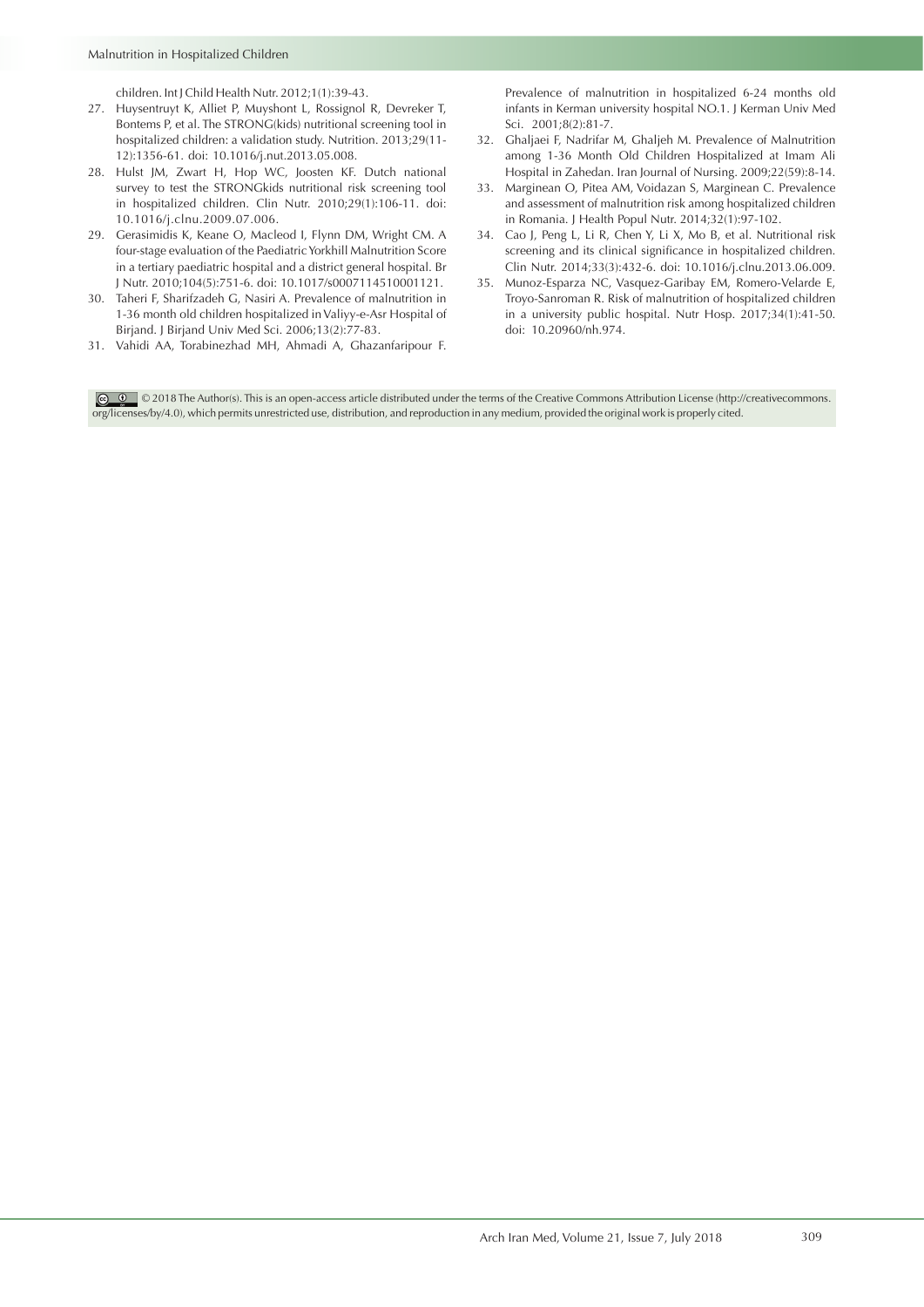children. Int J Child Health Nutr. 2012;1(1):39-43.

27. Huysentruyt K, Alliet P, Muyshont L, Rossignol R, Devreker T, Bontems P, et al. The STRONG(kids) nutritional screening tool in hospitalized children: a validation study. Nutrition. 2013;29(11-12):1356-61. doi: 10.1016/j.nut.2013.05.008.
28. Hulst JM, Zwart H, Hop WC, Joosten KF. Dutch national survey to test the STRONGkids nutritional risk screening tool in hospitalized children. Clin Nutr. 2010;29(1):106-11. doi: 10.1016/j.clnu.2009.07.006.
29. Gerasimidis K, Keane O, Macleod I, Flynn DM, Wright CM. A four-stage evaluation of the Paediatric Yorkhill Malnutrition Score in a tertiary paediatric hospital and a district general hospital. Br J Nutr. 2010;104(5):751-6. doi: 10.1017/s0007114510001121.
30. Taheri F, Sharifzadeh G, Nasiri A. Prevalence of malnutrition in 1-36 month old children hospitalized in Valiyy-e-Asr Hospital of Birjand. J Birjand Univ Med Sci. 2006;13(2):77-83.
31. Vahidi AA, Torabinezhad MH, Ahmadi A, Ghazanfaripour F. Prevalence of malnutrition in hospitalized 6-24 months old infants in Kerman university hospital NO.1. J Kerman Univ Med Sci. 2001;8(2):81-7.
32. Ghaljaei F, Nadrifar M, Ghaljeh M. Prevalence of Malnutrition among 1-36 Month Old Children Hospitalized at Imam Ali Hospital in Zahedan. Iran Journal of Nursing. 2009;22(59):8-14.
33. Marginean O, Pitea AM, Voidazan S, Marginean C. Prevalence and assessment of malnutrition risk among hospitalized children in Romania. J Health Popul Nutr. 2014;32(1):97-102.
34. Cao J, Peng L, Li R, Chen Y, Li X, Mo B, et al. Nutritional risk screening and its clinical significance in hospitalized children. Clin Nutr. 2014;33(3):432-6. doi: 10.1016/j.clnu.2013.06.009.
35. Munoz-Esparza NC, Vasquez-Garibay EM, Romero-Velarde E, Troyo-Sanroman R. Risk of malnutrition of hospitalized children in a university public hospital. Nutr Hosp. 2017;34(1):41-50. doi: 10.20960/nh.974.

© 2018 The Author(s). This is an open-access article distributed under the terms of the Creative Commons Attribution License (http://creativecommons.org/licenses/by/4.0), which permits unrestricted use, distribution, and reproduction in any medium, provided the original work is properly cited.